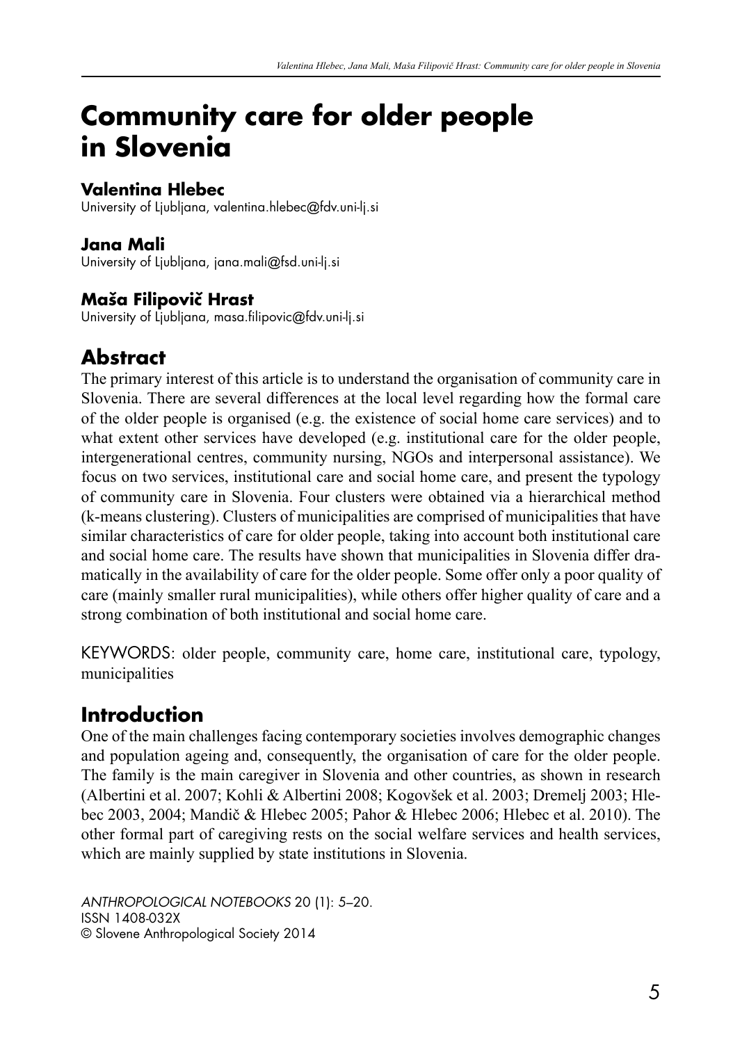# Community care for older people in Slovenia

**Valentina Hlebec**
University of Ljubljana, valentina.hlebec@fdv.uni-lj.si

**Jana Mali**
University of Ljubljana, jana.mali@fsd.uni-lj.si

**Maša Filipovič Hrast**
University of Ljubljana, masa.filipovic@fdv.uni-lj.si

## Abstract

The primary interest of this article is to understand the organisation of community care in Slovenia. There are several differences at the local level regarding how the formal care of the older people is organised (e.g. the existence of social home care services) and to what extent other services have developed (e.g. institutional care for the older people, intergenerational centres, community nursing, NGOs and interpersonal assistance). We focus on two services, institutional care and social home care, and present the typology of community care in Slovenia. Four clusters were obtained via a hierarchical method (k-means clustering). Clusters of municipalities are comprised of municipalities that have similar characteristics of care for older people, taking into account both institutional care and social home care. The results have shown that municipalities in Slovenia differ dramatically in the availability of care for the older people. Some offer only a poor quality of care (mainly smaller rural municipalities), while others offer higher quality of care and a strong combination of both institutional and social home care.

KEYWORDS: older people, community care, home care, institutional care, typology, municipalities

## Introduction

One of the main challenges facing contemporary societies involves demographic changes and population ageing and, consequently, the organisation of care for the older people. The family is the main caregiver in Slovenia and other countries, as shown in research (Albertini et al. 2007; Kohli & Albertini 2008; Kogovšek et al. 2003; Dremelj 2003; Hlebec 2003, 2004; Mandič & Hlebec 2005; Pahor & Hlebec 2006; Hlebec et al. 2010). The other formal part of caregiving rests on the social welfare services and health services, which are mainly supplied by state institutions in Slovenia.

*ANTHROPOLOGICAL NOTEBOOKS* 20 (1): 5–20.
ISSN 1408-032X
© Slovene Anthropological Society 2014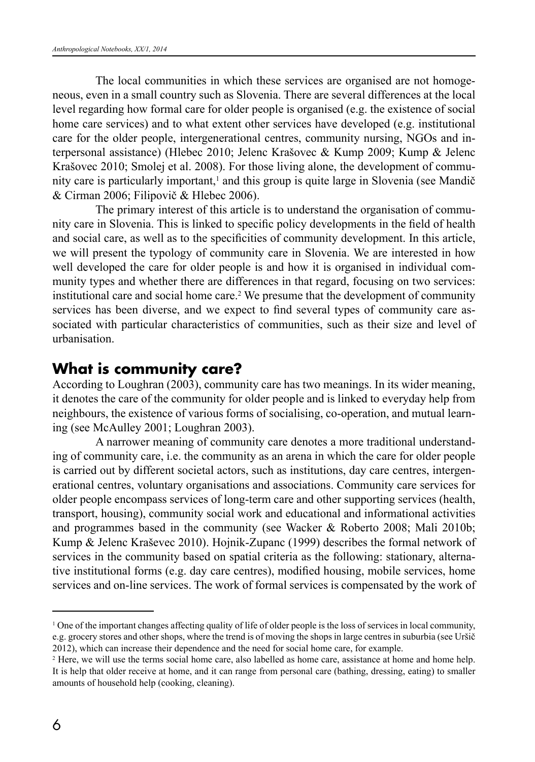The local communities in which these services are organised are not homogeneous, even in a small country such as Slovenia. There are several differences at the local level regarding how formal care for older people is organised (e.g. the existence of social home care services) and to what extent other services have developed (e.g. institutional care for the older people, intergenerational centres, community nursing, NGOs and interpersonal assistance) (Hlebec 2010; Jelenc Krašovec & Kump 2009; Kump & Jelenc Krašovec 2010; Smolej et al. 2008). For those living alone, the development of community care is particularly important,[1] and this group is quite large in Slovenia (see Mandič & Cirman 2006; Filipovič & Hlebec 2006).

The primary interest of this article is to understand the organisation of community care in Slovenia. This is linked to specific policy developments in the field of health and social care, as well as to the specificities of community development. In this article, we will present the typology of community care in Slovenia. We are interested in how well developed the care for older people is and how it is organised in individual community types and whether there are differences in that regard, focusing on two services: institutional care and social home care.[2] We presume that the development of community services has been diverse, and we expect to find several types of community care associated with particular characteristics of communities, such as their size and level of urbanisation.

## What is community care?

According to Loughran (2003), community care has two meanings. In its wider meaning, it denotes the care of the community for older people and is linked to everyday help from neighbours, the existence of various forms of socialising, co-operation, and mutual learning (see McAulley 2001; Loughran 2003).

A narrower meaning of community care denotes a more traditional understanding of community care, i.e. the community as an arena in which the care for older people is carried out by different societal actors, such as institutions, day care centres, intergenerational centres, voluntary organisations and associations. Community care services for older people encompass services of long-term care and other supporting services (health, transport, housing), community social work and educational and informational activities and programmes based in the community (see Wacker & Roberto 2008; Mali 2010b; Kump & Jelenc Kraševec 2010). Hojnik-Zupanc (1999) describes the formal network of services in the community based on spatial criteria as the following: stationary, alternative institutional forms (e.g. day care centres), modified housing, mobile services, home services and on-line services. The work of formal services is compensated by the work of

---

[1] One of the important changes affecting quality of life of older people is the loss of services in local community, e.g. grocery stores and other shops, where the trend is of moving the shops in large centres in suburbia (see Uršič 2012), which can increase their dependence and the need for social home care, for example.

[2] Here, we will use the terms social home care, also labelled as home care, assistance at home and home help. It is help that older receive at home, and it can range from personal care (bathing, dressing, eating) to smaller amounts of household help (cooking, cleaning).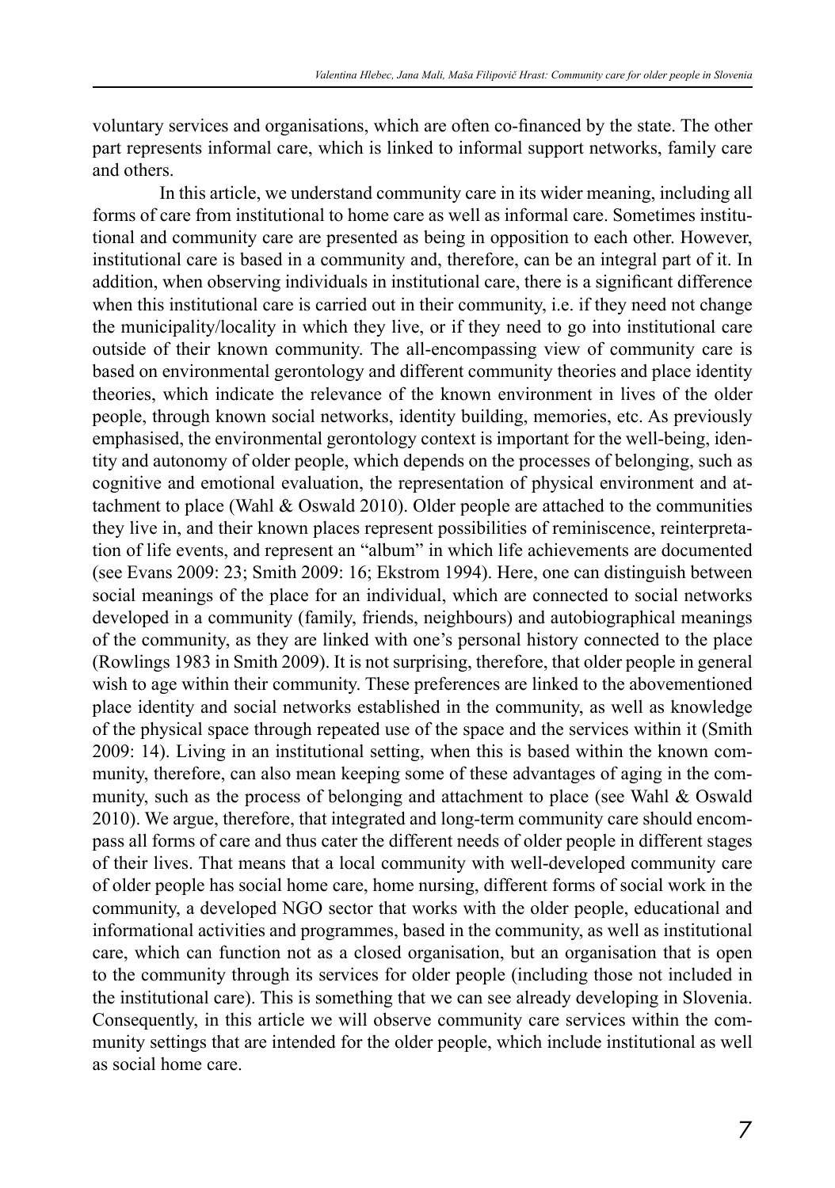voluntary services and organisations, which are often co-financed by the state. The other part represents informal care, which is linked to informal support networks, family care and others.

In this article, we understand community care in its wider meaning, including all forms of care from institutional to home care as well as informal care. Sometimes institutional and community care are presented as being in opposition to each other. However, institutional care is based in a community and, therefore, can be an integral part of it. In addition, when observing individuals in institutional care, there is a significant difference when this institutional care is carried out in their community, i.e. if they need not change the municipality/locality in which they live, or if they need to go into institutional care outside of their known community. The all-encompassing view of community care is based on environmental gerontology and different community theories and place identity theories, which indicate the relevance of the known environment in lives of the older people, through known social networks, identity building, memories, etc. As previously emphasised, the environmental gerontology context is important for the well-being, identity and autonomy of older people, which depends on the processes of belonging, such as cognitive and emotional evaluation, the representation of physical environment and attachment to place (Wahl & Oswald 2010). Older people are attached to the communities they live in, and their known places represent possibilities of reminiscence, reinterpretation of life events, and represent an "album" in which life achievements are documented (see Evans 2009: 23; Smith 2009: 16; Ekstrom 1994). Here, one can distinguish between social meanings of the place for an individual, which are connected to social networks developed in a community (family, friends, neighbours) and autobiographical meanings of the community, as they are linked with one's personal history connected to the place (Rowlings 1983 in Smith 2009). It is not surprising, therefore, that older people in general wish to age within their community. These preferences are linked to the abovementioned place identity and social networks established in the community, as well as knowledge of the physical space through repeated use of the space and the services within it (Smith 2009: 14). Living in an institutional setting, when this is based within the known community, therefore, can also mean keeping some of these advantages of aging in the community, such as the process of belonging and attachment to place (see Wahl & Oswald 2010). We argue, therefore, that integrated and long-term community care should encompass all forms of care and thus cater the different needs of older people in different stages of their lives. That means that a local community with well-developed community care of older people has social home care, home nursing, different forms of social work in the community, a developed NGO sector that works with the older people, educational and informational activities and programmes, based in the community, as well as institutional care, which can function not as a closed organisation, but an organisation that is open to the community through its services for older people (including those not included in the institutional care). This is something that we can see already developing in Slovenia. Consequently, in this article we will observe community care services within the community settings that are intended for the older people, which include institutional as well as social home care.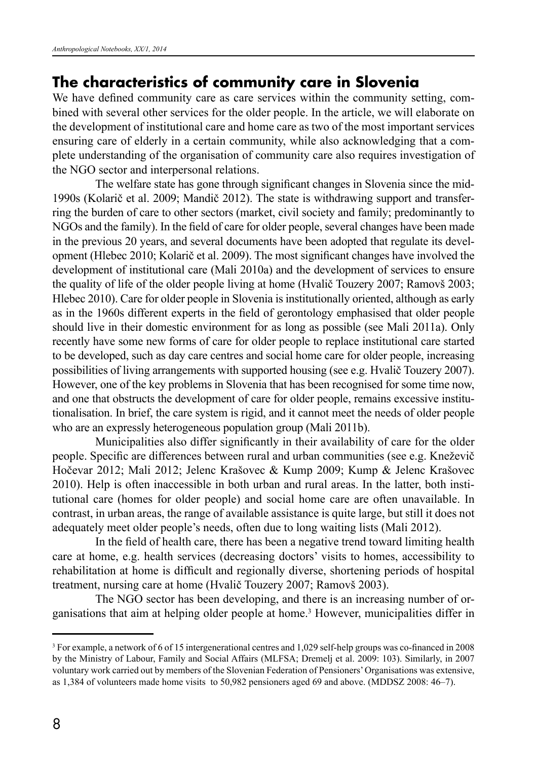## The characteristics of community care in Slovenia

We have defined community care as care services within the community setting, combined with several other services for the older people. In the article, we will elaborate on the development of institutional care and home care as two of the most important services ensuring care of elderly in a certain community, while also acknowledging that a complete understanding of the organisation of community care also requires investigation of the NGO sector and interpersonal relations.

The welfare state has gone through significant changes in Slovenia since the mid-1990s (Kolarič et al. 2009; Mandič 2012). The state is withdrawing support and transferring the burden of care to other sectors (market, civil society and family; predominantly to NGOs and the family). In the field of care for older people, several changes have been made in the previous 20 years, and several documents have been adopted that regulate its development (Hlebec 2010; Kolarič et al. 2009). The most significant changes have involved the development of institutional care (Mali 2010a) and the development of services to ensure the quality of life of the older people living at home (Hvalič Touzery 2007; Ramovš 2003; Hlebec 2010). Care for older people in Slovenia is institutionally oriented, although as early as in the 1960s different experts in the field of gerontology emphasised that older people should live in their domestic environment for as long as possible (see Mali 2011a). Only recently have some new forms of care for older people to replace institutional care started to be developed, such as day care centres and social home care for older people, increasing possibilities of living arrangements with supported housing (see e.g. Hvalič Touzery 2007). However, one of the key problems in Slovenia that has been recognised for some time now, and one that obstructs the development of care for older people, remains excessive institutionalisation. In brief, the care system is rigid, and it cannot meet the needs of older people who are an expressly heterogeneous population group (Mali 2011b).

Municipalities also differ significantly in their availability of care for the older people. Specific are differences between rural and urban communities (see e.g. Kneževič Hočevar 2012; Mali 2012; Jelenc Krašovec & Kump 2009; Kump & Jelenc Krašovec 2010). Help is often inaccessible in both urban and rural areas. In the latter, both institutional care (homes for older people) and social home care are often unavailable. In contrast, in urban areas, the range of available assistance is quite large, but still it does not adequately meet older people's needs, often due to long waiting lists (Mali 2012).

In the field of health care, there has been a negative trend toward limiting health care at home, e.g. health services (decreasing doctors' visits to homes, accessibility to rehabilitation at home is difficult and regionally diverse, shortening periods of hospital treatment, nursing care at home (Hvalič Touzery 2007; Ramovš 2003).

The NGO sector has been developing, and there is an increasing number of organisations that aim at helping older people at home.[3] However, municipalities differ in

---

[3] For example, a network of 6 of 15 intergenerational centres and 1,029 self-help groups was co-financed in 2008 by the Ministry of Labour, Family and Social Affairs (MLFSA; Dremelj et al. 2009: 103). Similarly, in 2007 voluntary work carried out by members of the Slovenian Federation of Pensioners' Organisations was extensive, as 1,384 of volunteers made home visits to 50,982 pensioners aged 69 and above. (MDDSZ 2008: 46–7).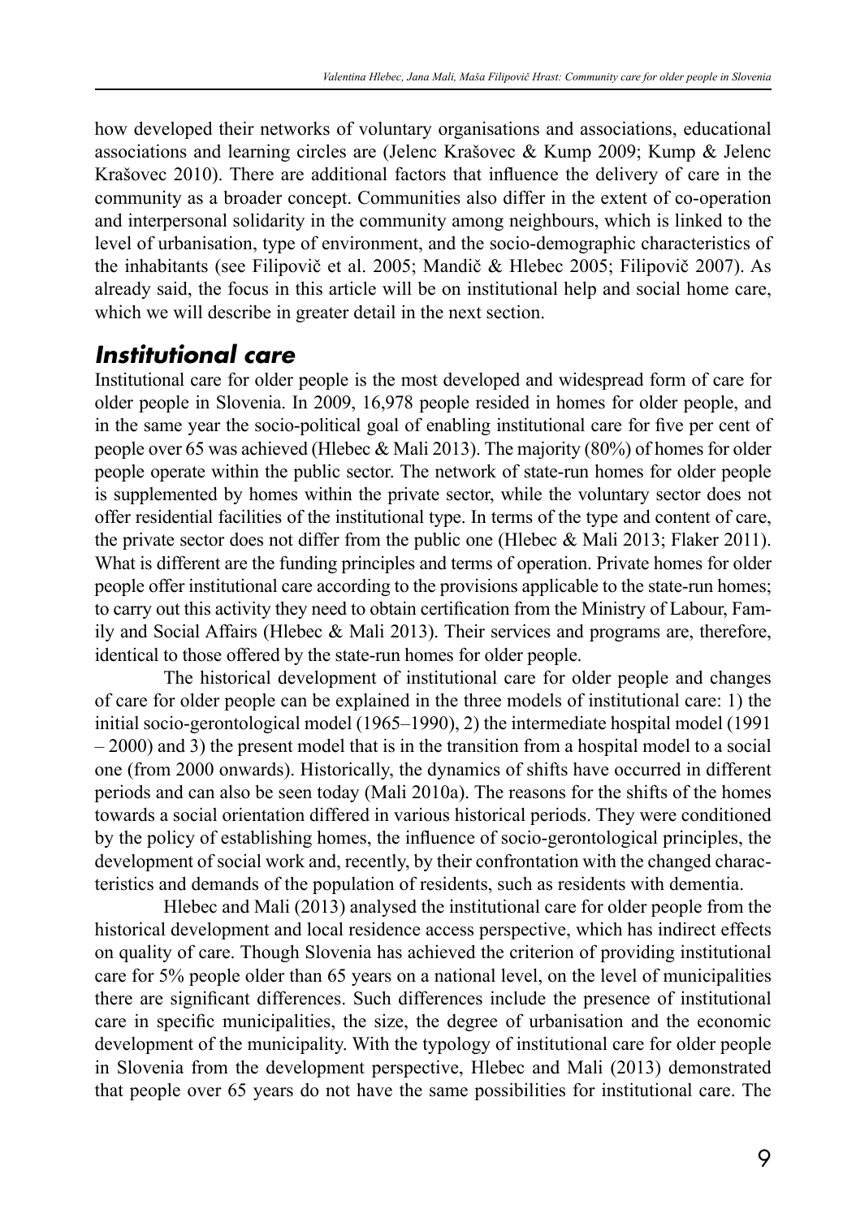how developed their networks of voluntary organisations and associations, educational associations and learning circles are (Jelenc Krašovec & Kump 2009; Kump & Jelenc Krašovec 2010). There are additional factors that influence the delivery of care in the community as a broader concept. Communities also differ in the extent of co-operation and interpersonal solidarity in the community among neighbours, which is linked to the level of urbanisation, type of environment, and the socio-demographic characteristics of the inhabitants (see Filipovič et al. 2005; Mandič & Hlebec 2005; Filipovič 2007). As already said, the focus in this article will be on institutional help and social home care, which we will describe in greater detail in the next section.

## *Institutional care*

Institutional care for older people is the most developed and widespread form of care for older people in Slovenia. In 2009, 16,978 people resided in homes for older people, and in the same year the socio-political goal of enabling institutional care for five per cent of people over 65 was achieved (Hlebec & Mali 2013). The majority (80%) of homes for older people operate within the public sector. The network of state-run homes for older people is supplemented by homes within the private sector, while the voluntary sector does not offer residential facilities of the institutional type. In terms of the type and content of care, the private sector does not differ from the public one (Hlebec & Mali 2013; Flaker 2011). What is different are the funding principles and terms of operation. Private homes for older people offer institutional care according to the provisions applicable to the state-run homes; to carry out this activity they need to obtain certification from the Ministry of Labour, Family and Social Affairs (Hlebec & Mali 2013). Their services and programs are, therefore, identical to those offered by the state-run homes for older people.

The historical development of institutional care for older people and changes of care for older people can be explained in the three models of institutional care: 1) the initial socio-gerontological model (1965–1990), 2) the intermediate hospital model (1991 – 2000) and 3) the present model that is in the transition from a hospital model to a social one (from 2000 onwards). Historically, the dynamics of shifts have occurred in different periods and can also be seen today (Mali 2010a). The reasons for the shifts of the homes towards a social orientation differed in various historical periods. They were conditioned by the policy of establishing homes, the influence of socio-gerontological principles, the development of social work and, recently, by their confrontation with the changed characteristics and demands of the population of residents, such as residents with dementia.

Hlebec and Mali (2013) analysed the institutional care for older people from the historical development and local residence access perspective, which has indirect effects on quality of care. Though Slovenia has achieved the criterion of providing institutional care for 5% people older than 65 years on a national level, on the level of municipalities there are significant differences. Such differences include the presence of institutional care in specific municipalities, the size, the degree of urbanisation and the economic development of the municipality. With the typology of institutional care for older people in Slovenia from the development perspective, Hlebec and Mali (2013) demonstrated that people over 65 years do not have the same possibilities for institutional care. The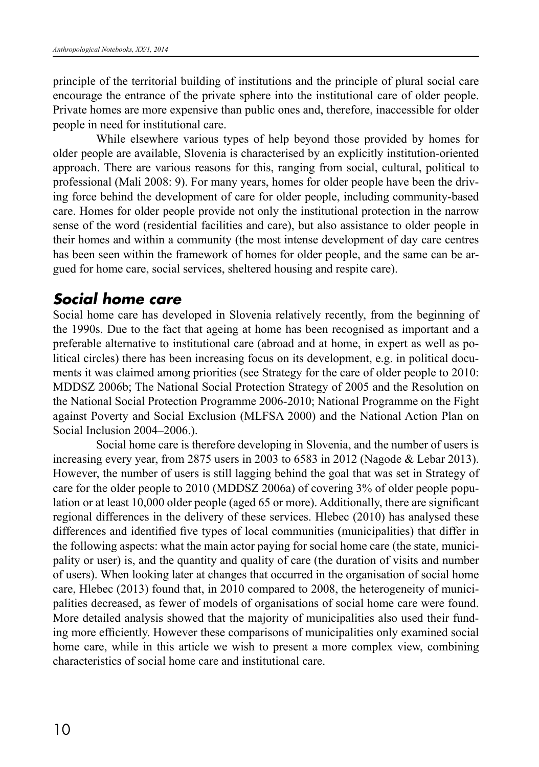principle of the territorial building of institutions and the principle of plural social care encourage the entrance of the private sphere into the institutional care of older people. Private homes are more expensive than public ones and, therefore, inaccessible for older people in need for institutional care.

While elsewhere various types of help beyond those provided by homes for older people are available, Slovenia is characterised by an explicitly institution-oriented approach. There are various reasons for this, ranging from social, cultural, political to professional (Mali 2008: 9). For many years, homes for older people have been the driving force behind the development of care for older people, including community-based care. Homes for older people provide not only the institutional protection in the narrow sense of the word (residential facilities and care), but also assistance to older people in their homes and within a community (the most intense development of day care centres has been seen within the framework of homes for older people, and the same can be argued for home care, social services, sheltered housing and respite care).

## *Social home care*

Social home care has developed in Slovenia relatively recently, from the beginning of the 1990s. Due to the fact that ageing at home has been recognised as important and a preferable alternative to institutional care (abroad and at home, in expert as well as political circles) there has been increasing focus on its development, e.g. in political documents it was claimed among priorities (see Strategy for the care of older people to 2010: MDDSZ 2006b; The National Social Protection Strategy of 2005 and the Resolution on the National Social Protection Programme 2006-2010; National Programme on the Fight against Poverty and Social Exclusion (MLFSA 2000) and the National Action Plan on Social Inclusion 2004–2006.).

Social home care is therefore developing in Slovenia, and the number of users is increasing every year, from 2875 users in 2003 to 6583 in 2012 (Nagode & Lebar 2013). However, the number of users is still lagging behind the goal that was set in Strategy of care for the older people to 2010 (MDDSZ 2006a) of covering 3% of older people population or at least 10,000 older people (aged 65 or more). Additionally, there are significant regional differences in the delivery of these services. Hlebec (2010) has analysed these differences and identified five types of local communities (municipalities) that differ in the following aspects: what the main actor paying for social home care (the state, municipality or user) is, and the quantity and quality of care (the duration of visits and number of users). When looking later at changes that occurred in the organisation of social home care, Hlebec (2013) found that, in 2010 compared to 2008, the heterogeneity of municipalities decreased, as fewer of models of organisations of social home care were found. More detailed analysis showed that the majority of municipalities also used their funding more efficiently. However these comparisons of municipalities only examined social home care, while in this article we wish to present a more complex view, combining characteristics of social home care and institutional care.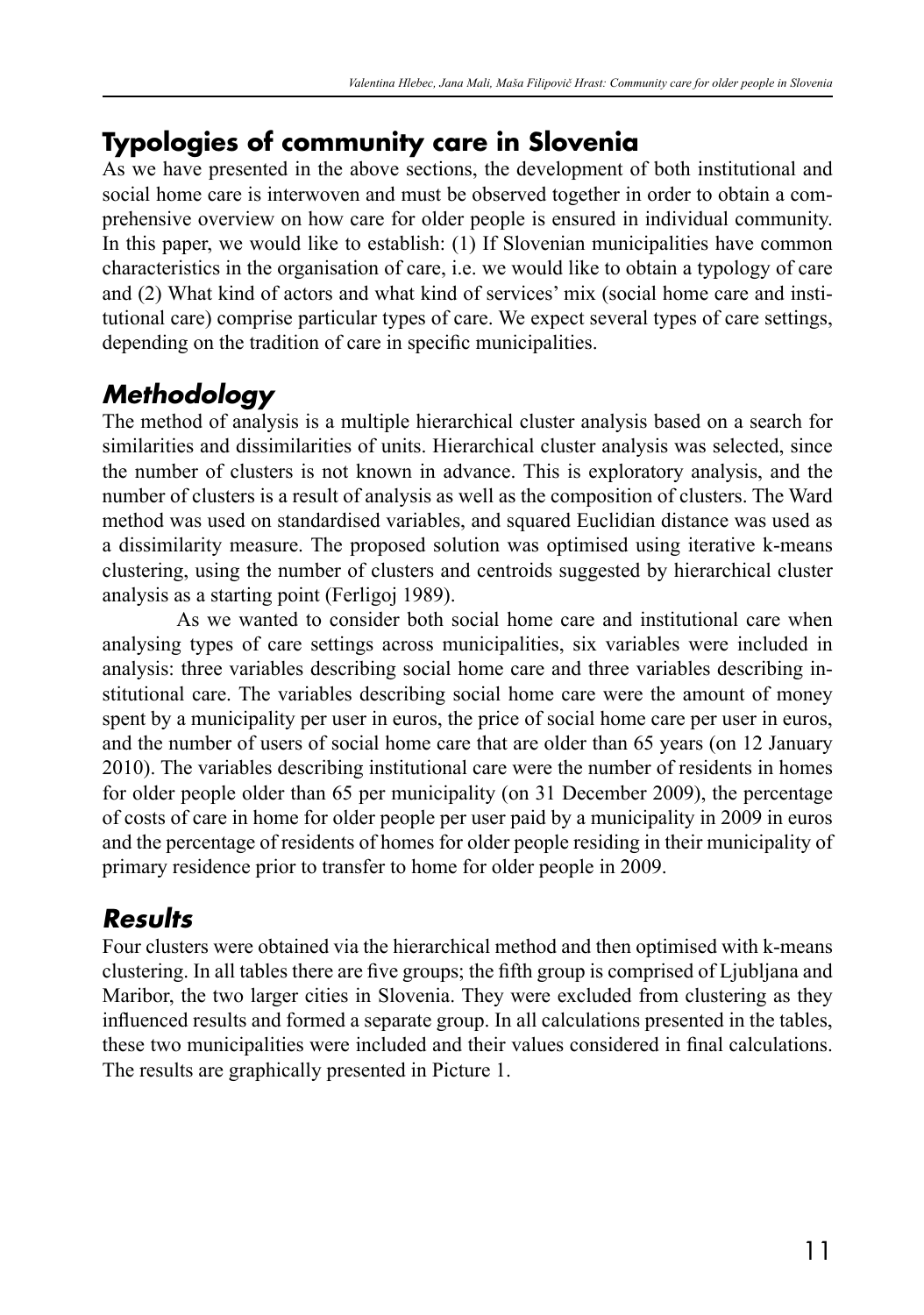## Typologies of community care in Slovenia

As we have presented in the above sections, the development of both institutional and social home care is interwoven and must be observed together in order to obtain a comprehensive overview on how care for older people is ensured in individual community. In this paper, we would like to establish: (1) If Slovenian municipalities have common characteristics in the organisation of care, i.e. we would like to obtain a typology of care and (2) What kind of actors and what kind of services' mix (social home care and institutional care) comprise particular types of care. We expect several types of care settings, depending on the tradition of care in specific municipalities.

### *Methodology*

The method of analysis is a multiple hierarchical cluster analysis based on a search for similarities and dissimilarities of units. Hierarchical cluster analysis was selected, since the number of clusters is not known in advance. This is exploratory analysis, and the number of clusters is a result of analysis as well as the composition of clusters. The Ward method was used on standardised variables, and squared Euclidian distance was used as a dissimilarity measure. The proposed solution was optimised using iterative k-means clustering, using the number of clusters and centroids suggested by hierarchical cluster analysis as a starting point (Ferligoj 1989).

As we wanted to consider both social home care and institutional care when analysing types of care settings across municipalities, six variables were included in analysis: three variables describing social home care and three variables describing institutional care. The variables describing social home care were the amount of money spent by a municipality per user in euros, the price of social home care per user in euros, and the number of users of social home care that are older than 65 years (on 12 January 2010). The variables describing institutional care were the number of residents in homes for older people older than 65 per municipality (on 31 December 2009), the percentage of costs of care in home for older people per user paid by a municipality in 2009 in euros and the percentage of residents of homes for older people residing in their municipality of primary residence prior to transfer to home for older people in 2009.

### *Results*

Four clusters were obtained via the hierarchical method and then optimised with k-means clustering. In all tables there are five groups; the fifth group is comprised of Ljubljana and Maribor, the two larger cities in Slovenia. They were excluded from clustering as they influenced results and formed a separate group. In all calculations presented in the tables, these two municipalities were included and their values considered in final calculations. The results are graphically presented in Picture 1.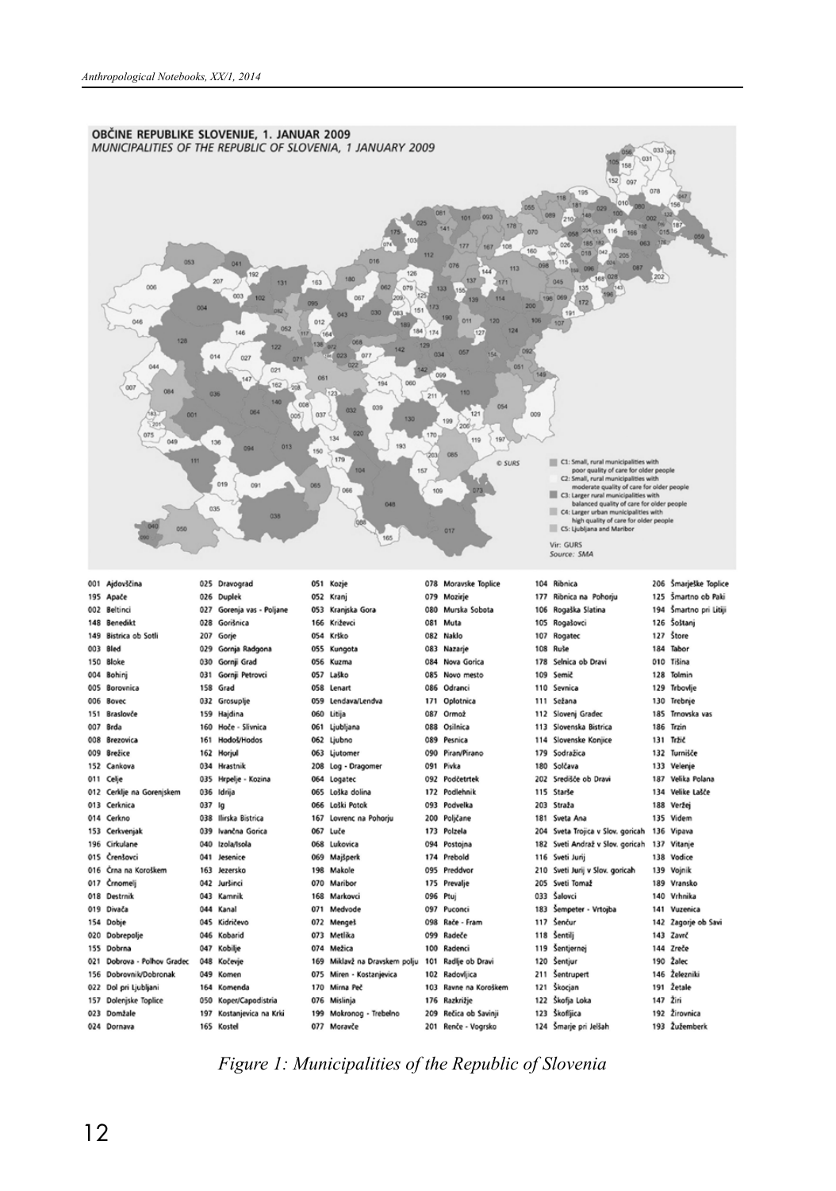**OBČINE REPUBLIKE SLOVENIJE, 1. JANUAR 2009**
*MUNICIPALITIES OF THE REPUBLIC OF SLOVENIA, 1 JANUARY 2009*

© SURS

- C1: Small, rural municipalities with poor quality of care for older people
- C2: Small, rural municipalities with moderate quality of care for older people
- C3: Larger rural municipalities with balanced quality of care for older people
- C4: Larger urban municipalities with high quality of care for older people
- C5: Ljubljana and Maribor

Vir: GURS
Source: SMA

001 Ajdovščina
195 Apače
002 Beltinci
148 Benedikt
149 Bistrica ob Sotli
003 Bled
150 Bloke
004 Bohinj
005 Borovnica
006 Bovec
151 Braslovče
007 Brda
008 Brezovica
009 Brežice
152 Cankova
011 Celje
012 Cerklje na Gorenjskem
013 Cerknica
014 Cerkno
153 Cerkvenjak
196 Cirkulane
015 Črenšovci
016 Črna na Koroškem
017 Črnomelj
018 Destrnik
019 Divača
154 Dobje
020 Dobrepolje
155 Dobrna
021 Dobrova - Polhov Gradec
156 Dobrovnik/Dobronak
022 Dol pri Ljubljani
157 Dolenjske Toplice
023 Domžale
024 Dornava
025 Dravograd
026 Duplek
027 Gorenja vas - Poljane
028 Gorišnica
207 Gorje
029 Gornja Radgona
030 Gornji Grad
031 Gornji Petrovci
158 Grad
032 Grosuplje
159 Hajdina
160 Hoče - Slivnica
161 Hodoš/Hodos
162 Horjul
034 Hrastnik
035 Hrpelje - Kozina
036 Idrija
037 Ig
038 Ilirska Bistrica
039 Ivančna Gorica
040 Izola/Isola
041 Jesenice
163 Jezersko
042 Juršinci
043 Kamnik
044 Kanal
045 Kidričevo
046 Kobarid
047 Kobilje
048 Kočevje
049 Komen
164 Komenda
050 Koper/Capodistria
197 Kostanjevica na Krki
165 Kostel
051 Kozje
052 Kranj
053 Kranjska Gora
166 Križevci
054 Krško
055 Kungota
056 Kuzma
057 Laško
058 Lenart
059 Lendava/Lendva
060 Litija
061 Ljubljana
062 Ljubno
063 Ljutomer
208 Log - Dragomer
064 Logatec
065 Loška dolina
066 Loški Potok
167 Lovrenc na Pohorju
067 Luče
068 Lukovica
069 Majšperk
198 Makole
070 Maribor
168 Markovci
071 Medvode
072 Mengeš
073 Metlika
074 Mežica
169 Miklavž na Dravskem polju
075 Miren - Kostanjevica
170 Mirna Peč
076 Mislinja
199 Mokronog - Trebelno
077 Moravče
078 Moravske Toplice
079 Mozirje
080 Murska Sobota
081 Muta
082 Naklo
083 Nazarje
084 Nova Gorica
085 Novo mesto
086 Odranci
171 Oplotnica
087 Ormož
088 Osilnica
089 Pesnica
090 Piran/Pirano
091 Pivka
092 Podčetrtek
172 Podlehnik
093 Podvelka
200 Poljčane
173 Polzela
094 Postojna
174 Prebold
095 Preddvor
175 Prevalje
096 Ptuj
097 Puconci
098 Rače - Fram
099 Radeče
100 Radenci
101 Radlje ob Dravi
102 Radovljica
103 Ravne na Koroškem
176 Razkrižje
209 Rečica ob Savinji
201 Renče - Vogrsko
104 Ribnica
177 Ribnica na Pohorju
106 Rogaška Slatina
105 Rogašovci
107 Rogatec
108 Ruše
178 Selnica ob Dravi
109 Semič
110 Sevnica
111 Sežana
112 Slovenj Gradec
113 Slovenska Bistrica
114 Slovenske Konjice
179 Sodražica
180 Solčava
202 Središče ob Dravi
115 Starše
203 Straža
181 Sveta Ana
204 Sveta Trojica v Slov. goricah
182 Sveti Andraž v Slov. goricah
116 Sveti Jurij
210 Sveti Jurij v Slov. goricah
205 Sveti Tomaž
033 Šalovci
183 Šempeter - Vrtojba
117 Šenčur
118 Šentilj
119 Šentjernej
120 Šentjur
211 Šentrupert
121 Škocjan
122 Škofja Loka
123 Škofljica
124 Šmarje pri Jelšah
206 Šmarješke Toplice
125 Šmartno ob Paki
194 Šmartno pri Litiji
126 Šoštanj
127 Štore
184 Tabor
010 Tišina
128 Tolmin
129 Trbovlje
130 Trebnje
185 Trnovska vas
186 Trzin
131 Tržič
132 Turnišče
133 Velenje
187 Velika Polana
134 Velike Lašče
188 Veržej
135 Videm
136 Vipava
137 Vitanje
138 Vodice
139 Vojnik
189 Vransko
140 Vrhnika
141 Vuzenica
142 Zagorje ob Savi
143 Zavrč
144 Zreče
190 Žalec
146 Železniki
191 Žetale
147 Žiri
192 Žirovnica
193 Žužemberk

*Figure 1: Municipalities of the Republic of Slovenia*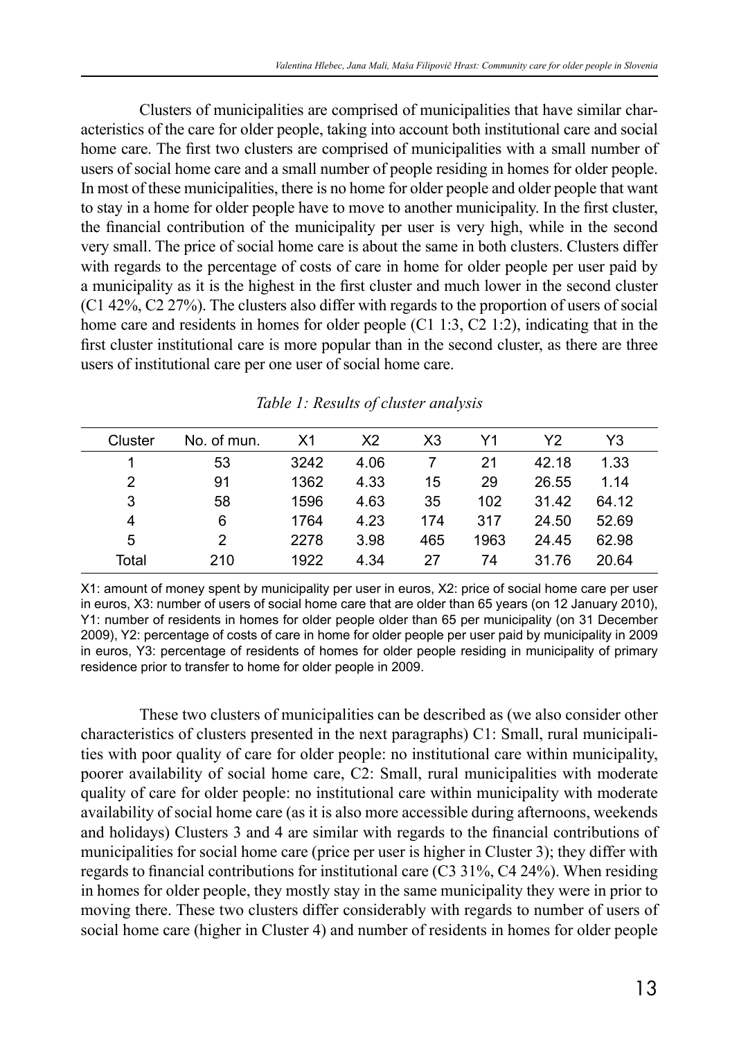Clusters of municipalities are comprised of municipalities that have similar characteristics of the care for older people, taking into account both institutional care and social home care. The first two clusters are comprised of municipalities with a small number of users of social home care and a small number of people residing in homes for older people. In most of these municipalities, there is no home for older people and older people that want to stay in a home for older people have to move to another municipality. In the first cluster, the financial contribution of the municipality per user is very high, while in the second very small. The price of social home care is about the same in both clusters. Clusters differ with regards to the percentage of costs of care in home for older people per user paid by a municipality as it is the highest in the first cluster and much lower in the second cluster (C1 42%, C2 27%). The clusters also differ with regards to the proportion of users of social home care and residents in homes for older people (C1 1:3, C2 1:2), indicating that in the first cluster institutional care is more popular than in the second cluster, as there are three users of institutional care per one user of social home care.

*Table 1: Results of cluster analysis*

| Cluster | No. of mun. | X1 | X2 | X3 | Y1 | Y2 | Y3 |
|---|---|---|---|---|---|---|---|
| 1 | 53 | 3242 | 4.06 | 7 | 21 | 42.18 | 1.33 |
| 2 | 91 | 1362 | 4.33 | 15 | 29 | 26.55 | 1.14 |
| 3 | 58 | 1596 | 4.63 | 35 | 102 | 31.42 | 64.12 |
| 4 | 6 | 1764 | 4.23 | 174 | 317 | 24.50 | 52.69 |
| 5 | 2 | 2278 | 3.98 | 465 | 1963 | 24.45 | 62.98 |
| Total | 210 | 1922 | 4.34 | 27 | 74 | 31.76 | 20.64 |

X1: amount of money spent by municipality per user in euros, X2: price of social home care per user in euros, X3: number of users of social home care that are older than 65 years (on 12 January 2010), Y1: number of residents in homes for older people older than 65 per municipality (on 31 December 2009), Y2: percentage of costs of care in home for older people per user paid by municipality in 2009 in euros, Y3: percentage of residents of homes for older people residing in municipality of primary residence prior to transfer to home for older people in 2009.

These two clusters of municipalities can be described as (we also consider other characteristics of clusters presented in the next paragraphs) C1: Small, rural municipalities with poor quality of care for older people: no institutional care within municipality, poorer availability of social home care, C2: Small, rural municipalities with moderate quality of care for older people: no institutional care within municipality with moderate availability of social home care (as it is also more accessible during afternoons, weekends and holidays) Clusters 3 and 4 are similar with regards to the financial contributions of municipalities for social home care (price per user is higher in Cluster 3); they differ with regards to financial contributions for institutional care (C3 31%, C4 24%). When residing in homes for older people, they mostly stay in the same municipality they were in prior to moving there. These two clusters differ considerably with regards to number of users of social home care (higher in Cluster 4) and number of residents in homes for older people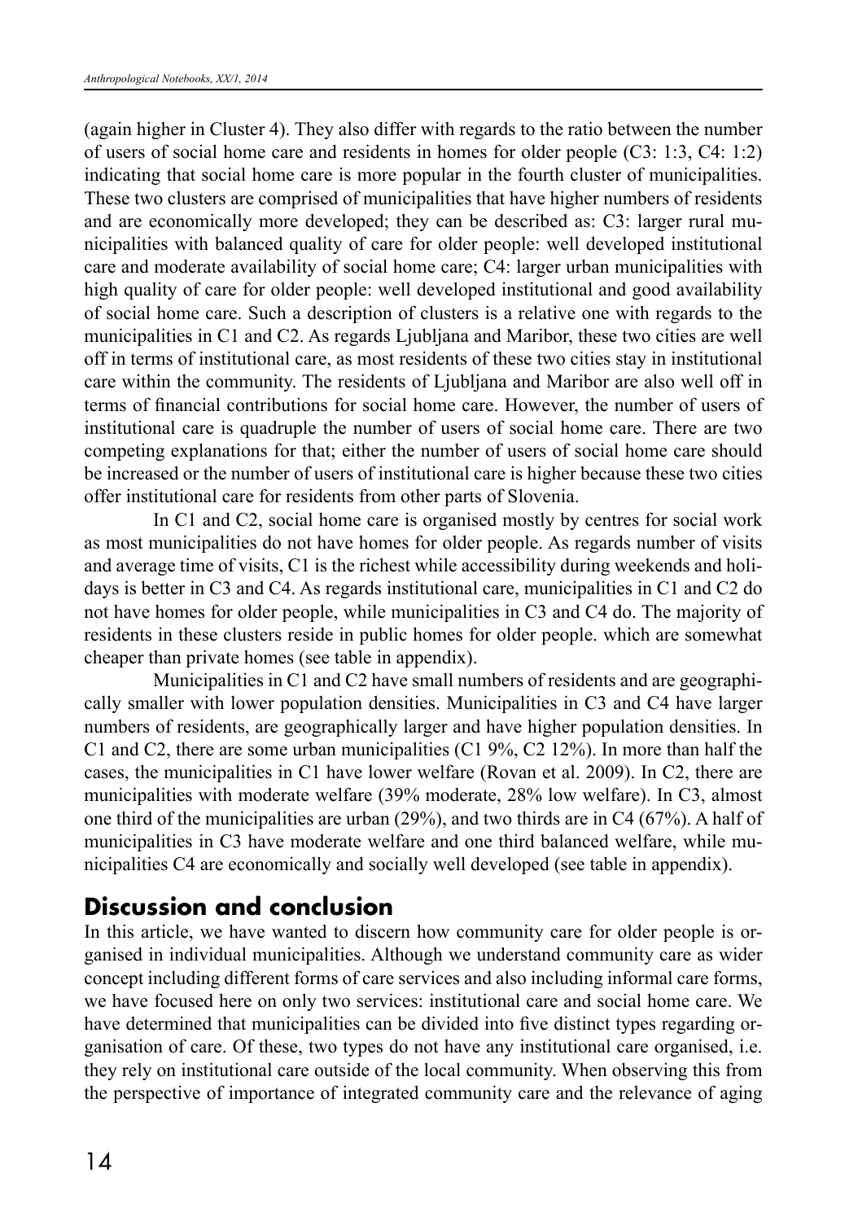(again higher in Cluster 4). They also differ with regards to the ratio between the number of users of social home care and residents in homes for older people (C3: 1:3, C4: 1:2) indicating that social home care is more popular in the fourth cluster of municipalities. These two clusters are comprised of municipalities that have higher numbers of residents and are economically more developed; they can be described as: C3: larger rural municipalities with balanced quality of care for older people: well developed institutional care and moderate availability of social home care; C4: larger urban municipalities with high quality of care for older people: well developed institutional and good availability of social home care. Such a description of clusters is a relative one with regards to the municipalities in C1 and C2. As regards Ljubljana and Maribor, these two cities are well off in terms of institutional care, as most residents of these two cities stay in institutional care within the community. The residents of Ljubljana and Maribor are also well off in terms of financial contributions for social home care. However, the number of users of institutional care is quadruple the number of users of social home care. There are two competing explanations for that; either the number of users of social home care should be increased or the number of users of institutional care is higher because these two cities offer institutional care for residents from other parts of Slovenia.

In C1 and C2, social home care is organised mostly by centres for social work as most municipalities do not have homes for older people. As regards number of visits and average time of visits, C1 is the richest while accessibility during weekends and holidays is better in C3 and C4. As regards institutional care, municipalities in C1 and C2 do not have homes for older people, while municipalities in C3 and C4 do. The majority of residents in these clusters reside in public homes for older people. which are somewhat cheaper than private homes (see table in appendix).

Municipalities in C1 and C2 have small numbers of residents and are geographically smaller with lower population densities. Municipalities in C3 and C4 have larger numbers of residents, are geographically larger and have higher population densities. In C1 and C2, there are some urban municipalities (C1 9%, C2 12%). In more than half the cases, the municipalities in C1 have lower welfare (Rovan et al. 2009). In C2, there are municipalities with moderate welfare (39% moderate, 28% low welfare). In C3, almost one third of the municipalities are urban (29%), and two thirds are in C4 (67%). A half of municipalities in C3 have moderate welfare and one third balanced welfare, while municipalities C4 are economically and socially well developed (see table in appendix).

## Discussion and conclusion

In this article, we have wanted to discern how community care for older people is organised in individual municipalities. Although we understand community care as wider concept including different forms of care services and also including informal care forms, we have focused here on only two services: institutional care and social home care. We have determined that municipalities can be divided into five distinct types regarding organisation of care. Of these, two types do not have any institutional care organised, i.e. they rely on institutional care outside of the local community. When observing this from the perspective of importance of integrated community care and the relevance of aging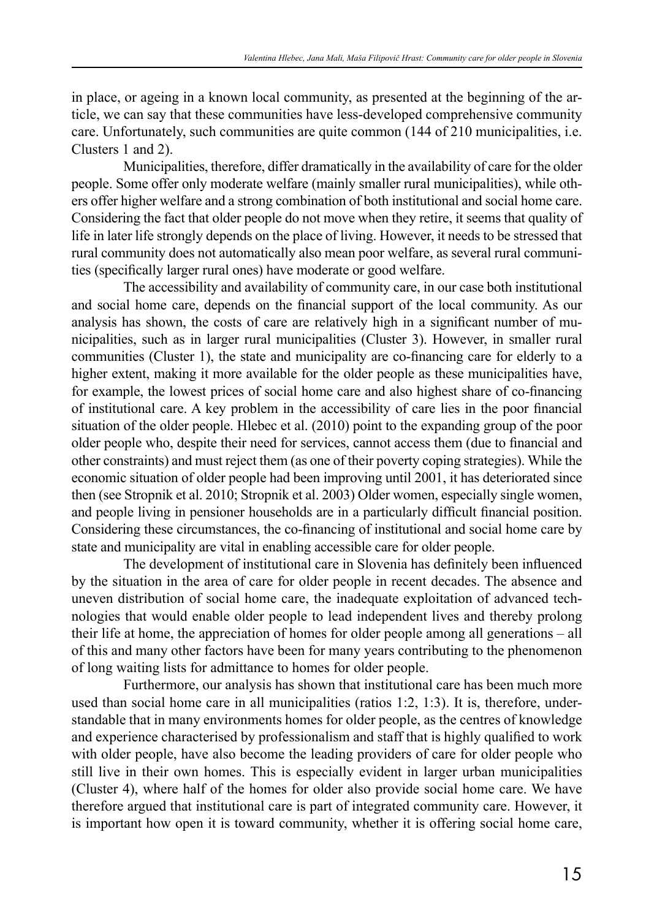in place, or ageing in a known local community, as presented at the beginning of the article, we can say that these communities have less-developed comprehensive community care. Unfortunately, such communities are quite common (144 of 210 municipalities, i.e. Clusters 1 and 2).

Municipalities, therefore, differ dramatically in the availability of care for the older people. Some offer only moderate welfare (mainly smaller rural municipalities), while others offer higher welfare and a strong combination of both institutional and social home care. Considering the fact that older people do not move when they retire, it seems that quality of life in later life strongly depends on the place of living. However, it needs to be stressed that rural community does not automatically also mean poor welfare, as several rural communities (specifically larger rural ones) have moderate or good welfare.

The accessibility and availability of community care, in our case both institutional and social home care, depends on the financial support of the local community. As our analysis has shown, the costs of care are relatively high in a significant number of municipalities, such as in larger rural municipalities (Cluster 3). However, in smaller rural communities (Cluster 1), the state and municipality are co-financing care for elderly to a higher extent, making it more available for the older people as these municipalities have, for example, the lowest prices of social home care and also highest share of co-financing of institutional care. A key problem in the accessibility of care lies in the poor financial situation of the older people. Hlebec et al. (2010) point to the expanding group of the poor older people who, despite their need for services, cannot access them (due to financial and other constraints) and must reject them (as one of their poverty coping strategies). While the economic situation of older people had been improving until 2001, it has deteriorated since then (see Stropnik et al. 2010; Stropnik et al. 2003) Older women, especially single women, and people living in pensioner households are in a particularly difficult financial position. Considering these circumstances, the co-financing of institutional and social home care by state and municipality are vital in enabling accessible care for older people.

The development of institutional care in Slovenia has definitely been influenced by the situation in the area of care for older people in recent decades. The absence and uneven distribution of social home care, the inadequate exploitation of advanced technologies that would enable older people to lead independent lives and thereby prolong their life at home, the appreciation of homes for older people among all generations – all of this and many other factors have been for many years contributing to the phenomenon of long waiting lists for admittance to homes for older people.

Furthermore, our analysis has shown that institutional care has been much more used than social home care in all municipalities (ratios 1:2, 1:3). It is, therefore, understandable that in many environments homes for older people, as the centres of knowledge and experience characterised by professionalism and staff that is highly qualified to work with older people, have also become the leading providers of care for older people who still live in their own homes. This is especially evident in larger urban municipalities (Cluster 4), where half of the homes for older also provide social home care. We have therefore argued that institutional care is part of integrated community care. However, it is important how open it is toward community, whether it is offering social home care,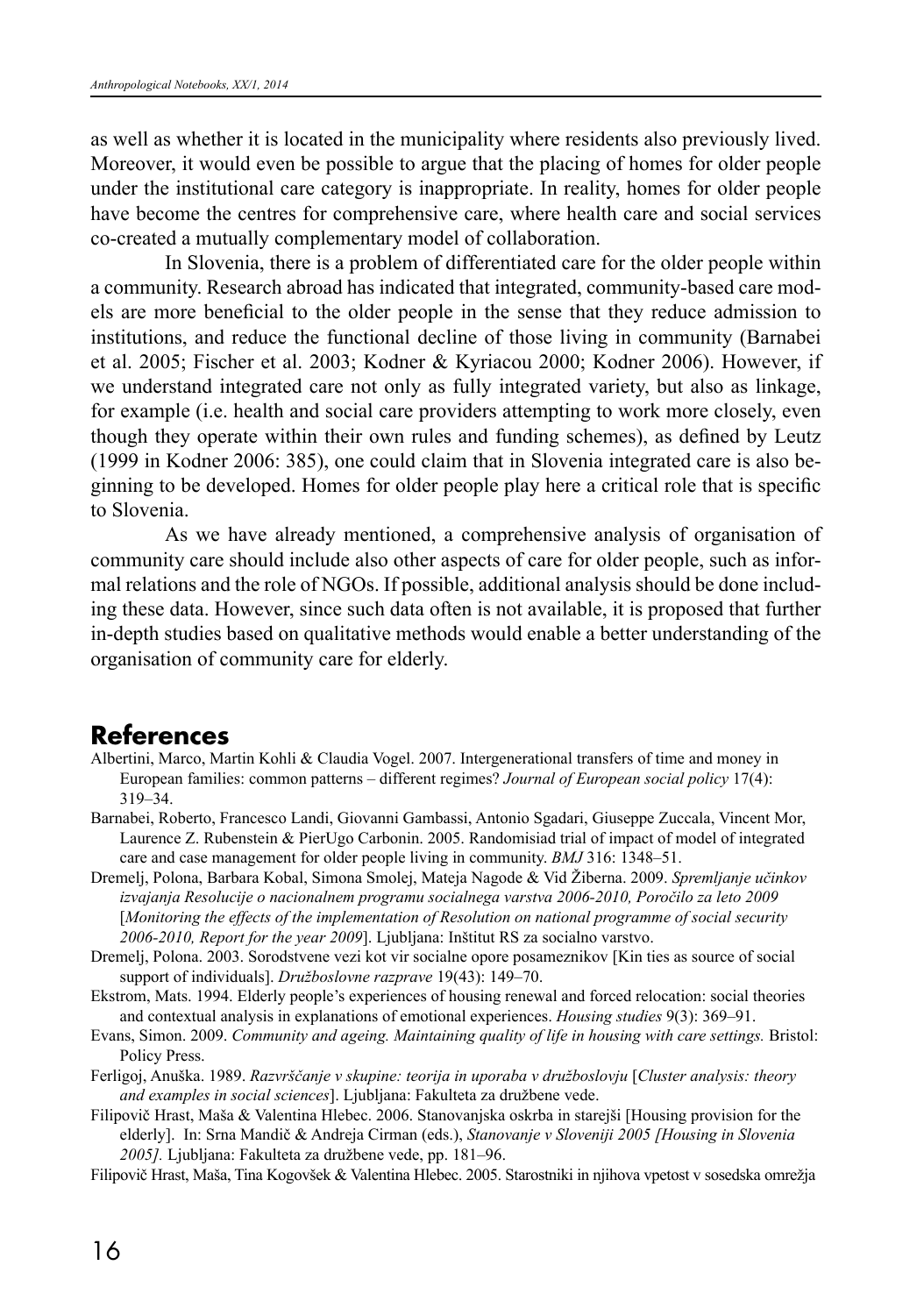as well as whether it is located in the municipality where residents also previously lived. Moreover, it would even be possible to argue that the placing of homes for older people under the institutional care category is inappropriate. In reality, homes for older people have become the centres for comprehensive care, where health care and social services co-created a mutually complementary model of collaboration.

In Slovenia, there is a problem of differentiated care for the older people within a community. Research abroad has indicated that integrated, community-based care models are more beneficial to the older people in the sense that they reduce admission to institutions, and reduce the functional decline of those living in community (Barnabei et al. 2005; Fischer et al. 2003; Kodner & Kyriacou 2000; Kodner 2006). However, if we understand integrated care not only as fully integrated variety, but also as linkage, for example (i.e. health and social care providers attempting to work more closely, even though they operate within their own rules and funding schemes), as defined by Leutz (1999 in Kodner 2006: 385), one could claim that in Slovenia integrated care is also beginning to be developed. Homes for older people play here a critical role that is specific to Slovenia.

As we have already mentioned, a comprehensive analysis of organisation of community care should include also other aspects of care for older people, such as informal relations and the role of NGOs. If possible, additional analysis should be done including these data. However, since such data often is not available, it is proposed that further in-depth studies based on qualitative methods would enable a better understanding of the organisation of community care for elderly.

## References

Albertini, Marco, Martin Kohli & Claudia Vogel. 2007. Intergenerational transfers of time and money in European families: common patterns – different regimes? *Journal of European social policy* 17(4): 319–34.

Barnabei, Roberto, Francesco Landi, Giovanni Gambassi, Antonio Sgadari, Giuseppe Zuccala, Vincent Mor, Laurence Z. Rubenstein & PierUgo Carbonin. 2005. Randomisiad trial of impact of model of integrated care and case management for older people living in community. *BMJ* 316: 1348–51.

Dremelj, Polona, Barbara Kobal, Simona Smolej, Mateja Nagode & Vid Žiberna. 2009. *Spremljanje učinkov izvajanja Resolucije o nacionalnem programu socialnega varstva 2006-2010, Poročilo za leto 2009* [*Monitoring the effects of the implementation of Resolution on national programme of social security 2006-2010, Report for the year 2009*]. Ljubljana: Inštitut RS za socialno varstvo.

Dremelj, Polona. 2003. Sorodstvene vezi kot vir socialne opore posameznikov [Kin ties as source of social support of individuals]. *Družboslovne razprave* 19(43): 149–70.

Ekstrom, Mats. 1994. Elderly people's experiences of housing renewal and forced relocation: social theories and contextual analysis in explanations of emotional experiences. *Housing studies* 9(3): 369–91.

Evans, Simon. 2009. *Community and ageing. Maintaining quality of life in housing with care settings.* Bristol: Policy Press.

Ferligoj, Anuška. 1989. *Razvrščanje v skupine: teorija in uporaba v družboslovju* [*Cluster analysis: theory and examples in social sciences*]. Ljubljana: Fakulteta za družbene vede.

Filipovič Hrast, Maša & Valentina Hlebec. 2006. Stanovanjska oskrba in starejši [Housing provision for the elderly]. In: Srna Mandič & Andreja Cirman (eds.), *Stanovanje v Sloveniji 2005 [Housing in Slovenia 2005].* Ljubljana: Fakulteta za družbene vede, pp. 181–96.

Filipovič Hrast, Maša, Tina Kogovšek & Valentina Hlebec. 2005. Starostniki in njihova vpetost v sosedska omrežja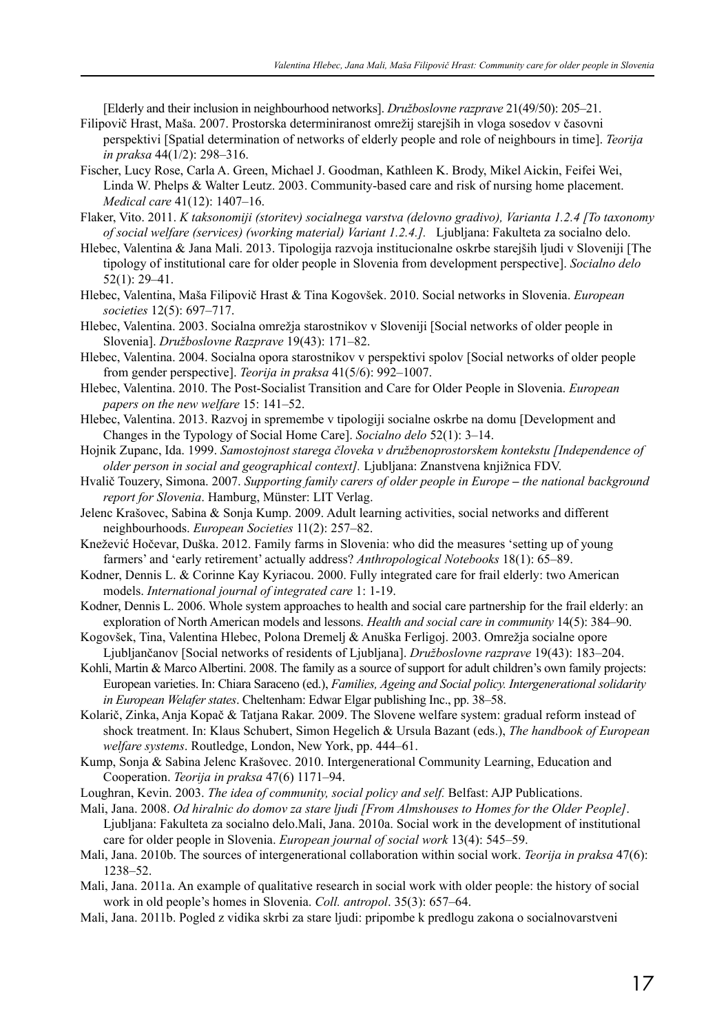[Elderly and their inclusion in neighbourhood networks]. *Družboslovne razprave* 21(49/50): 205–21.

Filipovič Hrast, Maša. 2007. Prostorska determiniranost omrežij starejših in vloga sosedov v časovni perspektivi [Spatial determination of networks of elderly people and role of neighbours in time]. *Teorija in praksa* 44(1/2): 298–316.

Fischer, Lucy Rose, Carla A. Green, Michael J. Goodman, Kathleen K. Brody, Mikel Aickin, Feifei Wei, Linda W. Phelps & Walter Leutz. 2003. Community-based care and risk of nursing home placement. *Medical care* 41(12): 1407–16.

Flaker, Vito. 2011. *K taksonomiji (storitev) socialnega varstva (delovno gradivo), Varianta 1.2.4 [To taxonomy of social welfare (services) (working material) Variant 1.2.4.].* Ljubljana: Fakulteta za socialno delo.

Hlebec, Valentina & Jana Mali. 2013. Tipologija razvoja institucionalne oskrbe starejših ljudi v Sloveniji [The tipology of institutional care for older people in Slovenia from development perspective]. *Socialno delo* 52(1): 29–41.

Hlebec, Valentina, Maša Filipovič Hrast & Tina Kogovšek. 2010. Social networks in Slovenia. *European societies* 12(5): 697–717.

Hlebec, Valentina. 2003. Socialna omrežja starostnikov v Sloveniji [Social networks of older people in Slovenia]. *Družboslovne Razprave* 19(43): 171–82.

Hlebec, Valentina. 2004. Socialna opora starostnikov v perspektivi spolov [Social networks of older people from gender perspective]. *Teorija in praksa* 41(5/6): 992–1007.

Hlebec, Valentina. 2010. The Post-Socialist Transition and Care for Older People in Slovenia. *European papers on the new welfare* 15: 141–52.

Hlebec, Valentina. 2013. Razvoj in spremembe v tipologiji socialne oskrbe na domu [Development and Changes in the Typology of Social Home Care]. *Socialno delo* 52(1): 3–14.

Hojnik Zupanc, Ida. 1999. *Samostojnost starega človeka v družbenoprostorskem kontekstu [Independence of older person in social and geographical context].* Ljubljana: Znanstvena knjižnica FDV.

Hvalič Touzery, Simona. 2007. *Supporting family carers of older people in Europe – the national background report for Slovenia*. Hamburg, Münster: LIT Verlag.

Jelenc Krašovec, Sabina & Sonja Kump. 2009. Adult learning activities, social networks and different neighbourhoods. *European Societies* 11(2): 257–82.

Knežević Hočevar, Duška. 2012. Family farms in Slovenia: who did the measures 'setting up of young farmers' and 'early retirement' actually address? *Anthropological Notebooks* 18(1): 65–89.

Kodner, Dennis L. & Corinne Kay Kyriacou. 2000. Fully integrated care for frail elderly: two American models. *International journal of integrated care* 1: 1-19.

Kodner, Dennis L. 2006. Whole system approaches to health and social care partnership for the frail elderly: an exploration of North American models and lessons. *Health and social care in community* 14(5): 384–90.

Kogovšek, Tina, Valentina Hlebec, Polona Dremelj & Anuška Ferligoj. 2003. Omrežja socialne opore Ljubljančanov [Social networks of residents of Ljubljana]. *Družboslovne razprave* 19(43): 183–204.

Kohli, Martin & Marco Albertini. 2008. The family as a source of support for adult children's own family projects: European varieties. In: Chiara Saraceno (ed.), *Families, Ageing and Social policy. Intergenerational solidarity in European Welafer states*. Cheltenham: Edwar Elgar publishing Inc., pp. 38–58.

Kolarič, Zinka, Anja Kopač & Tatjana Rakar. 2009. The Slovene welfare system: gradual reform instead of shock treatment. In: Klaus Schubert, Simon Hegelich & Ursula Bazant (eds.), *The handbook of European welfare systems*. Routledge, London, New York, pp. 444–61.

Kump, Sonja & Sabina Jelenc Krašovec. 2010. Intergenerational Community Learning, Education and Cooperation. *Teorija in praksa* 47(6) 1171–94.

Loughran, Kevin. 2003. *The idea of community, social policy and self.* Belfast: AJP Publications.

Mali, Jana. 2008. *Od hiralnic do domov za stare ljudi [From Almshouses to Homes for the Older People]*. Ljubljana: Fakulteta za socialno delo.Mali, Jana. 2010a. Social work in the development of institutional care for older people in Slovenia. *European journal of social work* 13(4): 545–59.

Mali, Jana. 2010b. The sources of intergenerational collaboration within social work. *Teorija in praksa* 47(6): 1238–52.

Mali, Jana. 2011a. An example of qualitative research in social work with older people: the history of social work in old people's homes in Slovenia. *Coll. antropol*. 35(3): 657–64.

Mali, Jana. 2011b. Pogled z vidika skrbi za stare ljudi: pripombe k predlogu zakona o socialnovarstveni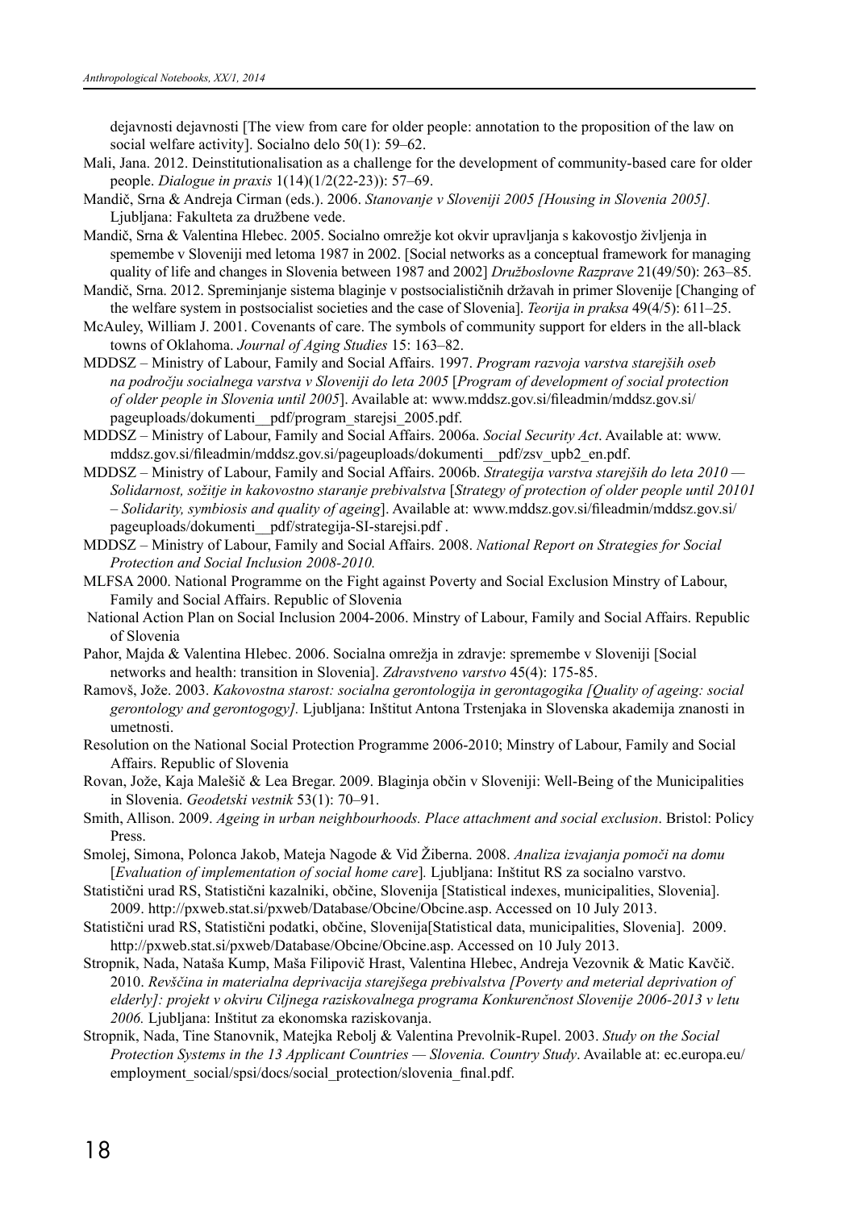dejavnosti dejavnosti [The view from care for older people: annotation to the proposition of the law on social welfare activity]. Socialno delo 50(1): 59–62.

Mali, Jana. 2012. Deinstitutionalisation as a challenge for the development of community-based care for older people. *Dialogue in praxis* 1(14)(1/2(22-23)): 57–69.

Mandič, Srna & Andreja Cirman (eds.). 2006. *Stanovanje v Sloveniji 2005 [Housing in Slovenia 2005].* Ljubljana: Fakulteta za družbene vede.

Mandič, Srna & Valentina Hlebec. 2005. Socialno omrežje kot okvir upravljanja s kakovostjo življenja in spemembe v Sloveniji med letoma 1987 in 2002. [Social networks as a conceptual framework for managing quality of life and changes in Slovenia between 1987 and 2002] *Družboslovne Razprave* 21(49/50): 263–85.

Mandič, Srna. 2012. Spreminjanje sistema blaginje v postsocialističnih državah in primer Slovenije [Changing of the welfare system in postsocialist societies and the case of Slovenia]. *Teorija in praksa* 49(4/5): 611–25.

McAuley, William J. 2001. Covenants of care. The symbols of community support for elders in the all-black towns of Oklahoma. *Journal of Aging Studies* 15: 163–82.

MDDSZ – Ministry of Labour, Family and Social Affairs. 1997. *Program razvoja varstva starejših oseb na področju socialnega varstva v Sloveniji do leta 2005* [*Program of development of social protection of older people in Slovenia until 2005*]. Available at: www.mddsz.gov.si/fileadmin/mddsz.gov.si/pageuploads/dokumenti__pdf/program_starejsi_2005.pdf.

MDDSZ – Ministry of Labour, Family and Social Affairs. 2006a. *Social Security Act*. Available at: www.mddsz.gov.si/fileadmin/mddsz.gov.si/pageuploads/dokumenti__pdf/zsv_upb2_en.pdf.

MDDSZ – Ministry of Labour, Family and Social Affairs. 2006b. *Strategija varstva starejših do leta 2010 — Solidarnost, sožitje in kakovostno staranje prebivalstva* [*Strategy of protection of older people until 20101 – Solidarity, symbiosis and quality of ageing*]. Available at: www.mddsz.gov.si/fileadmin/mddsz.gov.si/pageuploads/dokumenti__pdf/strategija-SI-starejsi.pdf .

MDDSZ – Ministry of Labour, Family and Social Affairs. 2008. *National Report on Strategies for Social Protection and Social Inclusion 2008-2010.*

MLFSA 2000. National Programme on the Fight against Poverty and Social Exclusion Minstry of Labour, Family and Social Affairs. Republic of Slovenia

National Action Plan on Social Inclusion 2004-2006. Minstry of Labour, Family and Social Affairs. Republic of Slovenia

Pahor, Majda & Valentina Hlebec. 2006. Socialna omrežja in zdravje: spremembe v Sloveniji [Social networks and health: transition in Slovenia]. *Zdravstveno varstvo* 45(4): 175-85.

Ramovš, Jože. 2003. *Kakovostna starost: socialna gerontologija in gerontagogika [Quality of ageing: social gerontology and gerontogogy].* Ljubljana: Inštitut Antona Trstenjaka in Slovenska akademija znanosti in umetnosti.

Resolution on the National Social Protection Programme 2006-2010; Minstry of Labour, Family and Social Affairs. Republic of Slovenia

Rovan, Jože, Kaja Malešič & Lea Bregar. 2009. Blaginja občin v Sloveniji: Well-Being of the Municipalities in Slovenia. *Geodetski vestnik* 53(1): 70–91.

Smith, Allison. 2009. *Ageing in urban neighbourhoods. Place attachment and social exclusion*. Bristol: Policy Press.

Smolej, Simona, Polonca Jakob, Mateja Nagode & Vid Žiberna. 2008. *Analiza izvajanja pomoči na domu* [*Evaluation of implementation of social home care*]*.* Ljubljana: Inštitut RS za socialno varstvo.

Statistični urad RS, Statistični kazalniki, občine, Slovenija [Statistical indexes, municipalities, Slovenia]. 2009. http://pxweb.stat.si/pxweb/Database/Obcine/Obcine.asp. Accessed on 10 July 2013.

Statistični urad RS, Statistični podatki, občine, Slovenija[Statistical data, municipalities, Slovenia]. 2009. http://pxweb.stat.si/pxweb/Database/Obcine/Obcine.asp. Accessed on 10 July 2013.

Stropnik, Nada, Nataša Kump, Maša Filipovič Hrast, Valentina Hlebec, Andreja Vezovnik & Matic Kavčič. 2010. *Revščina in materialna deprivacija starejšega prebivalstva [Poverty and meterial deprivation of elderly]: projekt v okviru Ciljnega raziskovalnega programa Konkurenčnost Slovenije 2006-2013 v letu 2006.* Ljubljana: Inštitut za ekonomska raziskovanja.

Stropnik, Nada, Tine Stanovnik, Matejka Rebolj & Valentina Prevolnik-Rupel. 2003. *Study on the Social Protection Systems in the 13 Applicant Countries — Slovenia. Country Study*. Available at: ec.europa.eu/employment_social/spsi/docs/social_protection/slovenia_final.pdf.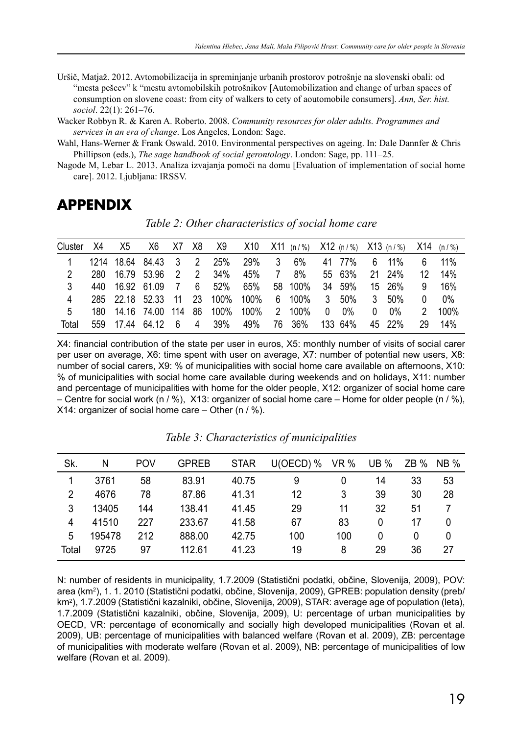Uršič, Matjaž. 2012. Avtomobilizacija in spreminjanje urbanih prostorov potrošnje na slovenski obali: od "mesta pešcev" k "mestu avtomobilskih potrošnikov [Automobilization and change of urban spaces of consumption on slovene coast: from city of walkers to cety of aoutomobile consumers]. *Ann, Ser. hist. sociol*. 22(1): 261–76.

Wacker Robbyn R. & Karen A. Roberto. 2008. *Community resources for older adults. Programmes and services in an era of change*. Los Angeles, London: Sage.

Wahl, Hans-Werner & Frank Oswald. 2010. Environmental perspectives on ageing. In: Dale Dannfer & Chris Phillipson (eds.), *The sage handbook of social gerontology*. London: Sage, pp. 111–25.

Nagode M, Lebar L. 2013. Analiza izvajanja pomoči na domu [Evaluation of implementation of social home care]. 2012. Ljubljana: IRSSV.

## APPENDIX

*Table 2: Other characteristics of social home care*

| Cluster | X4 | X5 | X6 | X7 | X8 | X9 | X10 | X11 (n / %) | | X12 (n / %) | | X13 (n / %) | | X14 (n / %) | |
|---|---|---|---|---|---|---|---|---|---|---|---|---|---|---|---|
| 1 | 1214 | 18.64 | 84.43 | 3 | 2 | 25% | 29% | 3 | 6% | 41 | 77% | 6 | 11% | 6 | 11% |
| 2 | 280 | 16.79 | 53.96 | 2 | 2 | 34% | 45% | 7 | 8% | 55 | 63% | 21 | 24% | 12 | 14% |
| 3 | 440 | 16.92 | 61.09 | 7 | 6 | 52% | 65% | 58 | 100% | 34 | 59% | 15 | 26% | 9 | 16% |
| 4 | 285 | 22.18 | 52.33 | 11 | 23 | 100% | 100% | 6 | 100% | 3 | 50% | 3 | 50% | 0 | 0% |
| 5 | 180 | 14.16 | 74.00 | 114 | 86 | 100% | 100% | 2 | 100% | 0 | 0% | 0 | 0% | 2 | 100% |
| Total | 559 | 17.44 | 64.12 | 6 | 4 | 39% | 49% | 76 | 36% | 133 | 64% | 45 | 22% | 29 | 14% |

X4: financial contribution of the state per user in euros, X5: monthly number of visits of social carer per user on average, X6: time spent with user on average, X7: number of potential new users, X8: number of social carers, X9: % of municipalities with social home care available on afternoons, X10: % of municipalities with social home care available during weekends and on holidays, X11: number and percentage of municipalities with home for the older people, X12: organizer of social home care – Centre for social work (n / %), X13: organizer of social home care – Home for older people (n / %), X14: organizer of social home care – Other (n / %).

*Table 3: Characteristics of municipalities*

| Sk. | N | POV | GPREB | STAR | U(OECD) % | VR % | UB % | ZB % | NB % |
|---|---|---|---|---|---|---|---|---|---|
| 1 | 3761 | 58 | 83.91 | 40.75 | 9 | 0 | 14 | 33 | 53 |
| 2 | 4676 | 78 | 87.86 | 41.31 | 12 | 3 | 39 | 30 | 28 |
| 3 | 13405 | 144 | 138.41 | 41.45 | 29 | 11 | 32 | 51 | 7 |
| 4 | 41510 | 227 | 233.67 | 41.58 | 67 | 83 | 0 | 17 | 0 |
| 5 | 195478 | 212 | 888.00 | 42.75 | 100 | 100 | 0 | 0 | 0 |
| Total | 9725 | 97 | 112.61 | 41.23 | 19 | 8 | 29 | 36 | 27 |

N: number of residents in municipality, 1.7.2009 (Statistični podatki, občine, Slovenija, 2009), POV: area (km$^2$), 1. 1. 2010 (Statistični podatki, občine, Slovenija, 2009), GPREB: population density (preb/km$^2$), 1.7.2009 (Statistični kazalniki, občine, Slovenija, 2009), STAR: average age of population (leta), 1.7.2009 (Statistični kazalniki, občine, Slovenija, 2009), U: percentage of urban municipalities by OECD, VR: percentage of economically and socially high developed municipalities (Rovan et al. 2009), UB: percentage of municipalities with balanced welfare (Rovan et al. 2009), ZB: percentage of municipalities with moderate welfare (Rovan et al. 2009), NB: percentage of municipalities of low welfare (Rovan et al. 2009).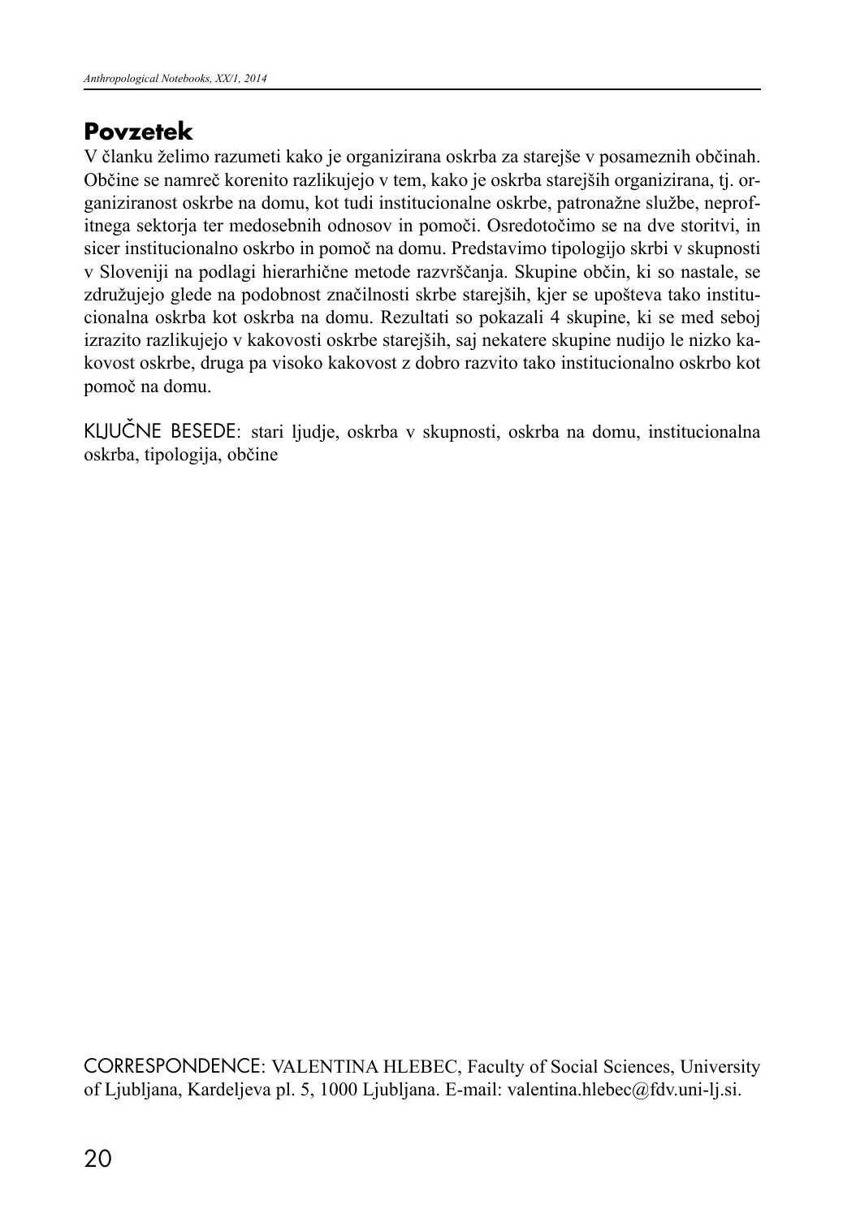## Povzetek

V članku želimo razumeti kako je organizirana oskrba za starejše v posameznih občinah. Občine se namreč korenito razlikujejo v tem, kako je oskrba starejših organizirana, tj. organiziranost oskrbe na domu, kot tudi institucionalne oskrbe, patronažne službe, neprofitnega sektorja ter medosebnih odnosov in pomoči. Osredotočimo se na dve storitvi, in sicer institucionalno oskrbo in pomoč na domu. Predstavimo tipologijo skrbi v skupnosti v Sloveniji na podlagi hierarhične metode razvrščanja. Skupine občin, ki so nastale, se združujejo glede na podobnost značilnosti skrbe starejših, kjer se upošteva tako institucionalna oskrba kot oskrba na domu. Rezultati so pokazali 4 skupine, ki se med seboj izrazito razlikujejo v kakovosti oskrbe starejših, saj nekatere skupine nudijo le nizko kakovost oskrbe, druga pa visoko kakovost z dobro razvito tako institucionalno oskrbo kot pomoč na domu.

KLJUČNE BESEDE: stari ljudje, oskrba v skupnosti, oskrba na domu, institucionalna oskrba, tipologija, občine

CORRESPONDENCE: VALENTINA HLEBEC, Faculty of Social Sciences, University of Ljubljana, Kardeljeva pl. 5, 1000 Ljubljana. E-mail: valentina.hlebec@fdv.uni-lj.si.